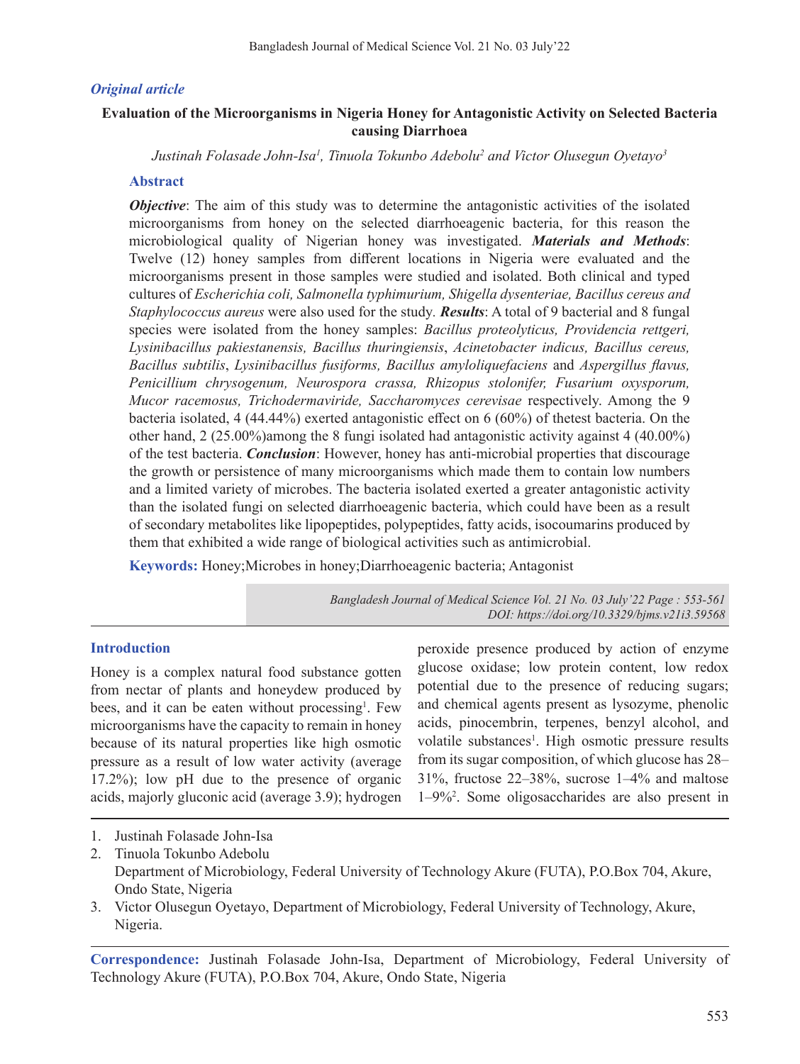*Original article*

# Evaluation of the Microorganisms in Nigeria Honey for Antagonistic Activity on Selected Bacteria causing Diarrhoea

*Justinah Folasade John-Isa[1], Tinuola Tokunbo Adebolu[2] and Victor Olusegun Oyetayo[3]*

## Abstract

***Objective***: The aim of this study was to determine the antagonistic activities of the isolated microorganisms from honey on the selected diarrhoeagenic bacteria, for this reason the microbiological quality of Nigerian honey was investigated. ***Materials and Methods***: Twelve (12) honey samples from different locations in Nigeria were evaluated and the microorganisms present in those samples were studied and isolated. Both clinical and typed cultures of *Escherichia coli, Salmonella typhimurium, Shigella dysenteriae, Bacillus cereus and Staphylococcus aureus* were also used for the study. ***Results***: A total of 9 bacterial and 8 fungal species were isolated from the honey samples: *Bacillus proteolyticus, Providencia rettgeri, Lysinibacillus pakiestanensis, Bacillus thuringiensis*, *Acinetobacter indicus, Bacillus cereus, Bacillus subtilis*, *Lysinibacillus fusiforms, Bacillus amyloliquefaciens* and *Aspergillus flavus, Penicillium chrysogenum, Neurospora crassa, Rhizopus stolonifer, Fusarium oxysporum, Mucor racemosus, Trichodermaviride, Saccharomyces cerevisae* respectively. Among the 9 bacteria isolated, 4 (44.44%) exerted antagonistic effect on 6 (60%) of thetest bacteria. On the other hand, 2 (25.00%)among the 8 fungi isolated had antagonistic activity against 4 (40.00%) of the test bacteria. ***Conclusion***: However, honey has anti-microbial properties that discourage the growth or persistence of many microorganisms which made them to contain low numbers and a limited variety of microbes. The bacteria isolated exerted a greater antagonistic activity than the isolated fungi on selected diarrhoeagenic bacteria, which could have been as a result of secondary metabolites like lipopeptides, polypeptides, fatty acids, isocoumarins produced by them that exhibited a wide range of biological activities such as antimicrobial.

**Keywords:** Honey;Microbes in honey;Diarrhoeagenic bacteria; Antagonist

*DOI: https://doi.org/10.3329/bjms.v21i3.59568*

## Introduction

Honey is a complex natural food substance gotten from nectar of plants and honeydew produced by bees, and it can be eaten without processing[1]. Few microorganisms have the capacity to remain in honey because of its natural properties like high osmotic pressure as a result of low water activity (average 17.2%); low pH due to the presence of organic acids, majorly gluconic acid (average 3.9); hydrogen peroxide presence produced by action of enzyme glucose oxidase; low protein content, low redox potential due to the presence of reducing sugars; and chemical agents present as lysozyme, phenolic acids, pinocembrin, terpenes, benzyl alcohol, and volatile substances[1]. High osmotic pressure results from its sugar composition, of which glucose has 28–31%, fructose 22–38%, sucrose 1–4% and maltose 1–9%[2]. Some oligosaccharides are also present in

1. Justinah Folasade John-Isa
2. Tinuola Tokunbo Adebolu
   Department of Microbiology, Federal University of Technology Akure (FUTA), P.O.Box 704, Akure, Ondo State, Nigeria
3. Victor Olusegun Oyetayo, Department of Microbiology, Federal University of Technology, Akure, Nigeria.

**Correspondence:** Justinah Folasade John-Isa, Department of Microbiology, Federal University of Technology Akure (FUTA), P.O.Box 704, Akure, Ondo State, Nigeria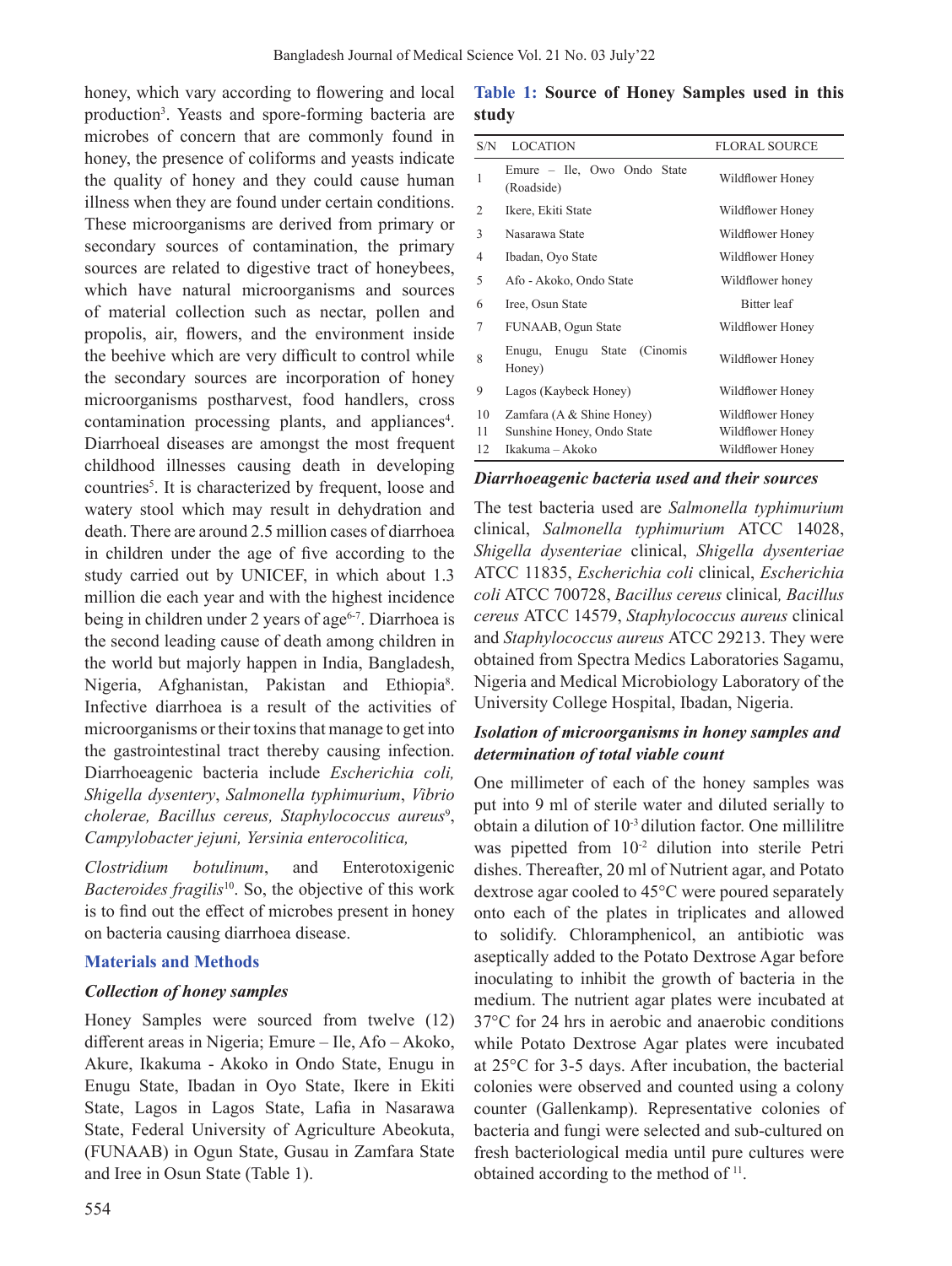honey, which vary according to flowering and local production[3]. Yeasts and spore-forming bacteria are microbes of concern that are commonly found in honey, the presence of coliforms and yeasts indicate the quality of honey and they could cause human illness when they are found under certain conditions. These microorganisms are derived from primary or secondary sources of contamination, the primary sources are related to digestive tract of honeybees, which have natural microorganisms and sources of material collection such as nectar, pollen and propolis, air, flowers, and the environment inside the beehive which are very difficult to control while the secondary sources are incorporation of honey microorganisms postharvest, food handlers, cross contamination processing plants, and appliances[4]. Diarrhoeal diseases are amongst the most frequent childhood illnesses causing death in developing countries[5]. It is characterized by frequent, loose and watery stool which may result in dehydration and death. There are around 2.5 million cases of diarrhoea in children under the age of five according to the study carried out by UNICEF, in which about 1.3 million die each year and with the highest incidence being in children under 2 years of age[6-7]. Diarrhoea is the second leading cause of death among children in the world but majorly happen in India, Bangladesh, Nigeria, Afghanistan, Pakistan and Ethiopia[8]. Infective diarrhoea is a result of the activities of microorganisms or their toxins that manage to get into the gastrointestinal tract thereby causing infection. Diarrhoeagenic bacteria include *Escherichia coli, Shigella dysentery*, *Salmonella typhimurium*, *Vibrio cholerae, Bacillus cereus, Staphylococcus aureus*[9], *Campylobacter jejuni, Yersinia enterocolitica, Clostridium botulinum*, and Enterotoxigenic *Bacteroides fragilis*[10]. So, the objective of this work is to find out the effect of microbes present in honey on bacteria causing diarrhoea disease.

## Materials and Methods

### *Collection of honey samples*

Honey Samples were sourced from twelve (12) different areas in Nigeria; Emure – Ile, Afo – Akoko, Akure, Ikakuma - Akoko in Ondo State, Enugu in Enugu State, Ibadan in Oyo State, Ikere in Ekiti State, Lagos in Lagos State, Lafia in Nasarawa State, Federal University of Agriculture Abeokuta, (FUNAAB) in Ogun State, Gusau in Zamfara State and Iree in Osun State (Table 1).

**Table 1: Source of Honey Samples used in this study**

| S/N | LOCATION | FLORAL SOURCE |
|---|---|---|
| 1 | Emure – Ile, Owo Ondo State (Roadside) | Wildflower Honey |
| 2 | Ikere, Ekiti State | Wildflower Honey |
| 3 | Nasarawa State | Wildflower Honey |
| 4 | Ibadan, Oyo State | Wildflower Honey |
| 5 | Afo - Akoko, Ondo State | Wildflower honey |
| 6 | Iree, Osun State | Bitter leaf |
| 7 | FUNAAB, Ogun State | Wildflower Honey |
| 8 | Enugu, Enugu State (Cinomis Honey) | Wildflower Honey |
| 9 | Lagos (Kaybeck Honey) | Wildflower Honey |
| 10 | Zamfara (A & Shine Honey) | Wildflower Honey |
| 11 | Sunshine Honey, Ondo State | Wildflower Honey |
| 12 | Ikakuma – Akoko | Wildflower Honey |

### *Diarrhoeagenic bacteria used and their sources*

The test bacteria used are *Salmonella typhimurium* clinical, *Salmonella typhimurium* ATCC 14028, *Shigella dysenteriae* clinical, *Shigella dysenteriae* ATCC 11835, *Escherichia coli* clinical, *Escherichia coli* ATCC 700728, *Bacillus cereus* clinical, *Bacillus cereus* ATCC 14579, *Staphylococcus aureus* clinical and *Staphylococcus aureus* ATCC 29213. They were obtained from Spectra Medics Laboratories Sagamu, Nigeria and Medical Microbiology Laboratory of the University College Hospital, Ibadan, Nigeria.

### *Isolation of microorganisms in honey samples and determination of total viable count*

One millimeter of each of the honey samples was put into 9 ml of sterile water and diluted serially to obtain a dilution of $10^{-3}$ dilution factor. One millilitre was pipetted from $10^{-2}$ dilution into sterile Petri dishes. Thereafter, 20 ml of Nutrient agar, and Potato dextrose agar cooled to 45°C were poured separately onto each of the plates in triplicates and allowed to solidify. Chloramphenicol, an antibiotic was aseptically added to the Potato Dextrose Agar before inoculating to inhibit the growth of bacteria in the medium. The nutrient agar plates were incubated at 37°C for 24 hrs in aerobic and anaerobic conditions while Potato Dextrose Agar plates were incubated at 25°C for 3-5 days. After incubation, the bacterial colonies were observed and counted using a colony counter (Gallenkamp). Representative colonies of bacteria and fungi were selected and sub-cultured on fresh bacteriological media until pure cultures were obtained according to the method of [11].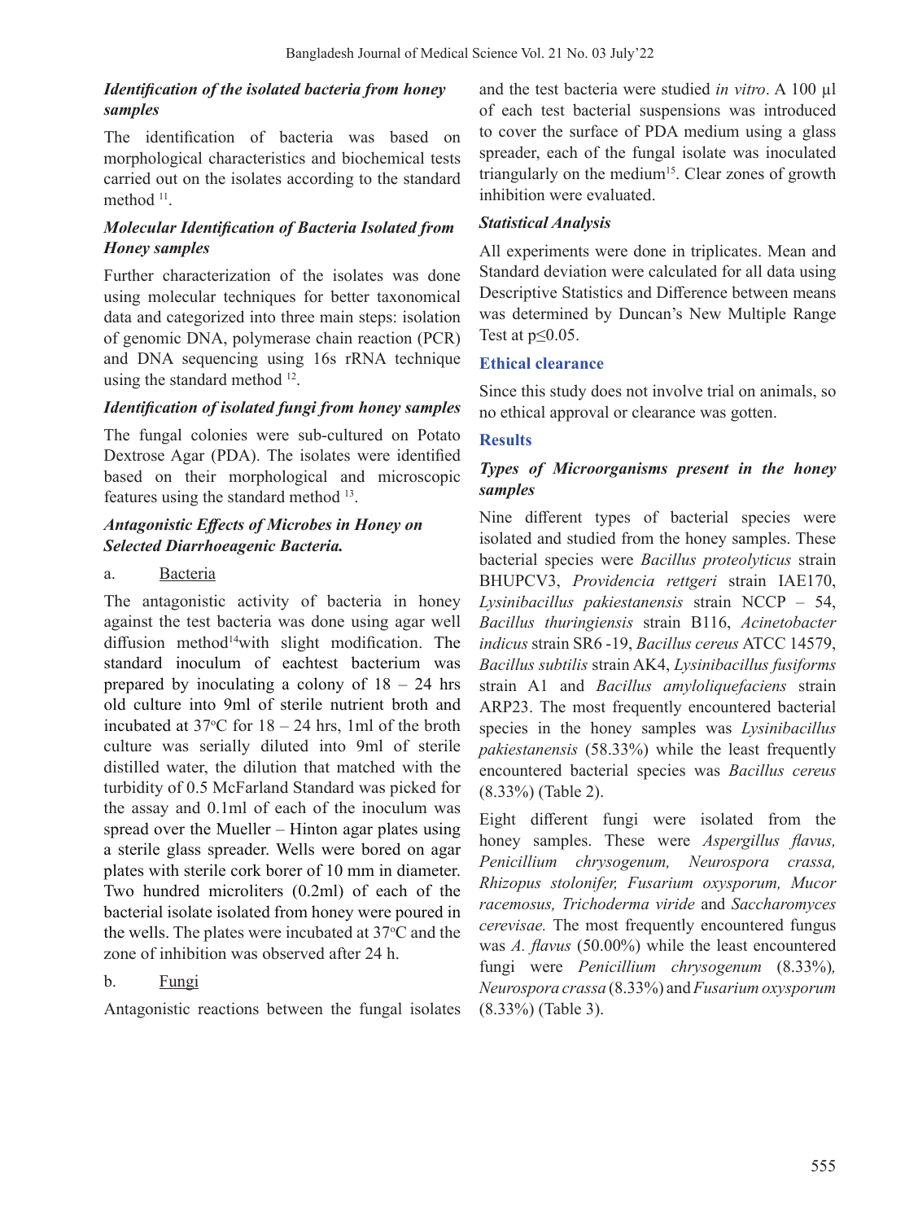### *Identification of the isolated bacteria from honey samples*

The identification of bacteria was based on morphological characteristics and biochemical tests carried out on the isolates according to the standard method [11].

### *Molecular Identification of Bacteria Isolated from Honey samples*

Further characterization of the isolates was done using molecular techniques for better taxonomical data and categorized into three main steps: isolation of genomic DNA, polymerase chain reaction (PCR) and DNA sequencing using 16s rRNA technique using the standard method [12].

### *Identification of isolated fungi from honey samples*

The fungal colonies were sub-cultured on Potato Dextrose Agar (PDA). The isolates were identified based on their morphological and microscopic features using the standard method [13].

### *Antagonistic Effects of Microbes in Honey on Selected Diarrhoeagenic Bacteria.*

a. Bacteria

The antagonistic activity of bacteria in honey against the test bacteria was done using agar well diffusion method[14]with slight modification. The standard inoculum of eachtest bacterium was prepared by inoculating a colony of 18 – 24 hrs old culture into 9ml of sterile nutrient broth and incubated at 37°C for 18 – 24 hrs, 1ml of the broth culture was serially diluted into 9ml of sterile distilled water, the dilution that matched with the turbidity of 0.5 McFarland Standard was picked for the assay and 0.1ml of each of the inoculum was spread over the Mueller – Hinton agar plates using a sterile glass spreader. Wells were bored on agar plates with sterile cork borer of 10 mm in diameter. Two hundred microliters (0.2ml) of each of the bacterial isolate isolated from honey were poured in the wells. The plates were incubated at 37°C and the zone of inhibition was observed after 24 h.

b. Fungi

Antagonistic reactions between the fungal isolates and the test bacteria were studied *in vitro*. A 100 µl of each test bacterial suspensions was introduced to cover the surface of PDA medium using a glass spreader, each of the fungal isolate was inoculated triangularly on the medium[15]. Clear zones of growth inhibition were evaluated.

### *Statistical Analysis*

All experiments were done in triplicates. Mean and Standard deviation were calculated for all data using Descriptive Statistics and Difference between means was determined by Duncan's New Multiple Range Test at $p \leq 0.05$.

## Ethical clearance

Since this study does not involve trial on animals, so no ethical approval or clearance was gotten.

## Results

### *Types of Microorganisms present in the honey samples*

Nine different types of bacterial species were isolated and studied from the honey samples. These bacterial species were *Bacillus proteolyticus* strain BHUPCV3, *Providencia rettgeri* strain IAE170, *Lysinibacillus pakiestanensis* strain NCCP – 54, *Bacillus thuringiensis* strain B116, *Acinetobacter indicus* strain SR6 -19, *Bacillus cereus* ATCC 14579, *Bacillus subtilis* strain AK4, *Lysinibacillus fusiforms* strain A1 and *Bacillus amyloliquefaciens* strain ARP23. The most frequently encountered bacterial species in the honey samples was *Lysinibacillus pakiestanensis* (58.33%) while the least frequently encountered bacterial species was *Bacillus cereus* (8.33%) (Table 2).

Eight different fungi were isolated from the honey samples. These were *Aspergillus flavus, Penicillium chrysogenum, Neurospora crassa, Rhizopus stolonifer, Fusarium oxysporum, Mucor racemosus, Trichoderma viride* and *Saccharomyces cerevisae.* The most frequently encountered fungus was *A. flavus* (50.00%) while the least encountered fungi were *Penicillium chrysogenum* (8.33%)*, Neurospora crassa* (8.33%) and *Fusarium oxysporum* (8.33%) (Table 3).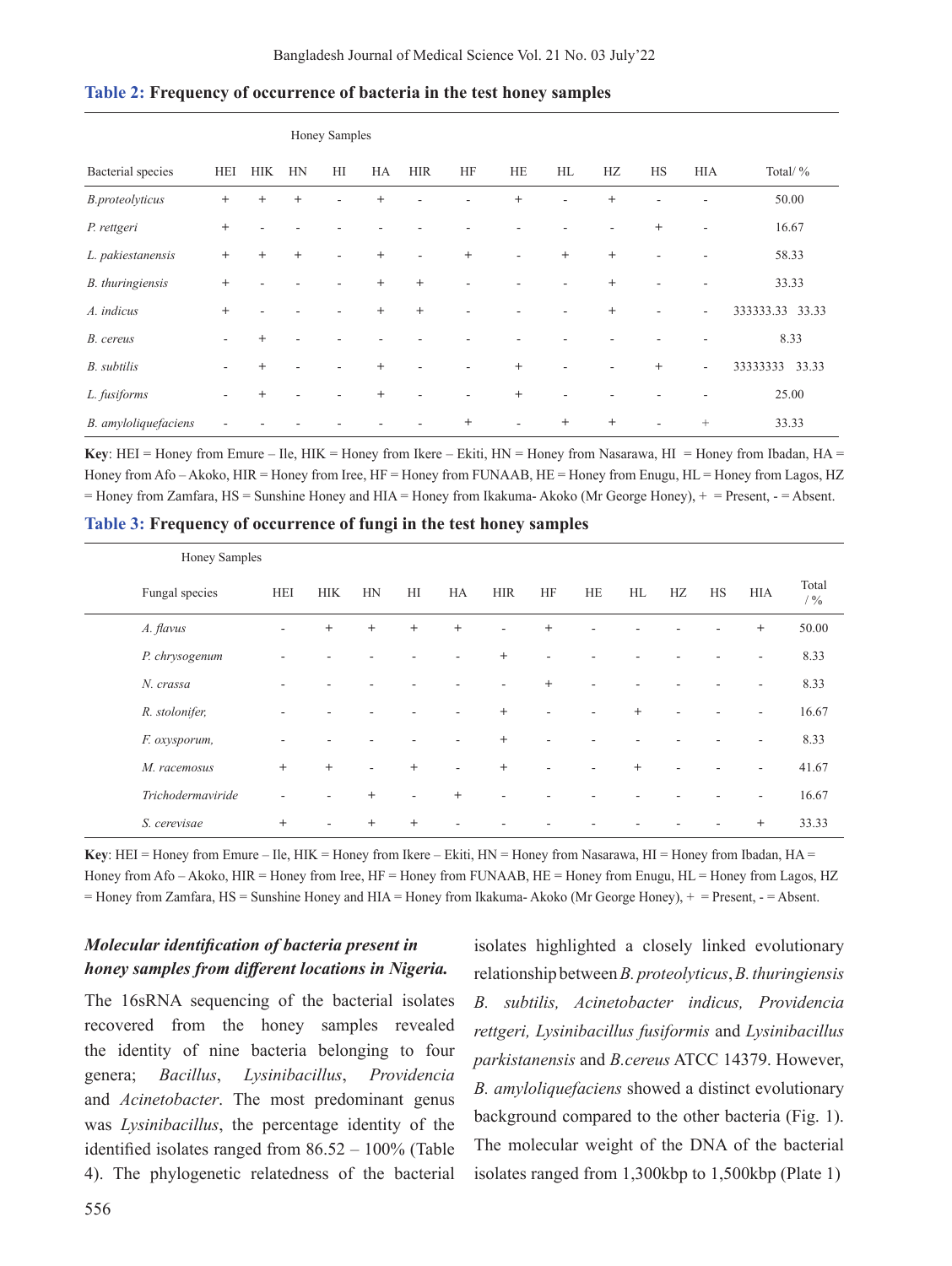**Table 2:** **Frequency of occurrence of bacteria in the test honey samples**

| | Honey Samples | | | | | | | | | | | | |
|---|---|---|---|---|---|---|---|---|---|---|---|---|---|
| Bacterial species | HEI | HIK | HN | HI | HA | HIR | HF | HE | HL | HZ | HS | HIA | Total/ % |
| *B.proteolyticus* | + | + | + | - | + | - | - | + | - | + | - | - | 50.00 |
| *P. rettgeri* | + | - | - | - | - | - | - | - | - | - | + | - | 16.67 |
| *L. pakiestanensis* | + | + | + | - | + | - | + | - | + | + | - | - | 58.33 |
| *B. thuringiensis* | + | - | - | - | + | + | - | - | - | + | - | - | 33.33 |
| *A. indicus* | + | - | - | - | + | + | - | - | - | + | - | - | 333333.33 33.33 |
| *B. cereus* | - | + | - | - | - | - | - | - | - | - | - | - | 8.33 |
| *B. subtilis* | - | + | - | - | + | - | - | + | - | - | + | - | 33333333 33.33 |
| *L. fusiforms* | - | + | - | - | + | - | - | + | - | - | - | - | 25.00 |
| *B. amyloliquefaciens* | - | - | - | - | - | - | + | - | + | + | - | + | 33.33 |

**Key**: HEI = Honey from Emure – Ile, HIK = Honey from Ikere – Ekiti, HN = Honey from Nasarawa, HI = Honey from Ibadan, HA = Honey from Afo – Akoko, HIR = Honey from Iree, HF = Honey from FUNAAB, HE = Honey from Enugu, HL = Honey from Lagos, HZ = Honey from Zamfara, HS = Sunshine Honey and HIA = Honey from Ikakuma- Akoko (Mr George Honey), + = Present, - = Absent.

**Table 3:** **Frequency of occurrence of fungi in the test honey samples**

| Honey Samples | | | | | | | | | | | | | |
|---|---|---|---|---|---|---|---|---|---|---|---|---|---|
| Fungal species | HEI | HIK | HN | HI | HA | HIR | HF | HE | HL | HZ | HS | HIA | Total / % |
| *A. flavus* | - | + | + | + | + | - | + | - | - | - | - | + | 50.00 |
| *P. chrysogenum* | - | - | - | - | - | + | - | - | - | - | - | - | 8.33 |
| *N. crassa* | - | - | - | - | - | - | + | - | - | - | - | - | 8.33 |
| *R. stolonifer,* | - | - | - | - | - | + | - | - | + | - | - | - | 16.67 |
| *F. oxysporum,* | - | - | - | - | - | + | - | - | - | - | - | - | 8.33 |
| *M. racemosus* | + | + | - | + | - | + | - | - | + | - | - | - | 41.67 |
| *Trichodermaviride* | - | - | + | - | + | - | - | - | - | - | - | - | 16.67 |
| *S. cerevisae* | + | - | + | + | - | - | - | - | - | - | - | + | 33.33 |

**Key**: HEI = Honey from Emure – Ile, HIK = Honey from Ikere – Ekiti, HN = Honey from Nasarawa, HI = Honey from Ibadan, HA = Honey from Afo – Akoko, HIR = Honey from Iree, HF = Honey from FUNAAB, HE = Honey from Enugu, HL = Honey from Lagos, HZ = Honey from Zamfara, HS = Sunshine Honey and HIA = Honey from Ikakuma- Akoko (Mr George Honey), + = Present, - = Absent.

### *Molecular identification of bacteria present in honey samples from different locations in Nigeria.*

The 16sRNA sequencing of the bacterial isolates recovered from the honey samples revealed the identity of nine bacteria belonging to four genera; *Bacillus*, *Lysinibacillus*, *Providencia* and *Acinetobacter*. The most predominant genus was *Lysinibacillus*, the percentage identity of the identified isolates ranged from 86.52 – 100% (Table 4). The phylogenetic relatedness of the bacterial isolates highlighted a closely linked evolutionary relationship between *B. proteolyticus*, *B. thuringiensis B. subtilis, Acinetobacter indicus, Providencia rettgeri, Lysinibacillus fusiformis* and *Lysinibacillus parkistanensis* and *B.cereus* ATCC 14379. However, *B. amyloliquefaciens* showed a distinct evolutionary background compared to the other bacteria (Fig. 1). The molecular weight of the DNA of the bacterial isolates ranged from 1,300kbp to 1,500kbp (Plate 1)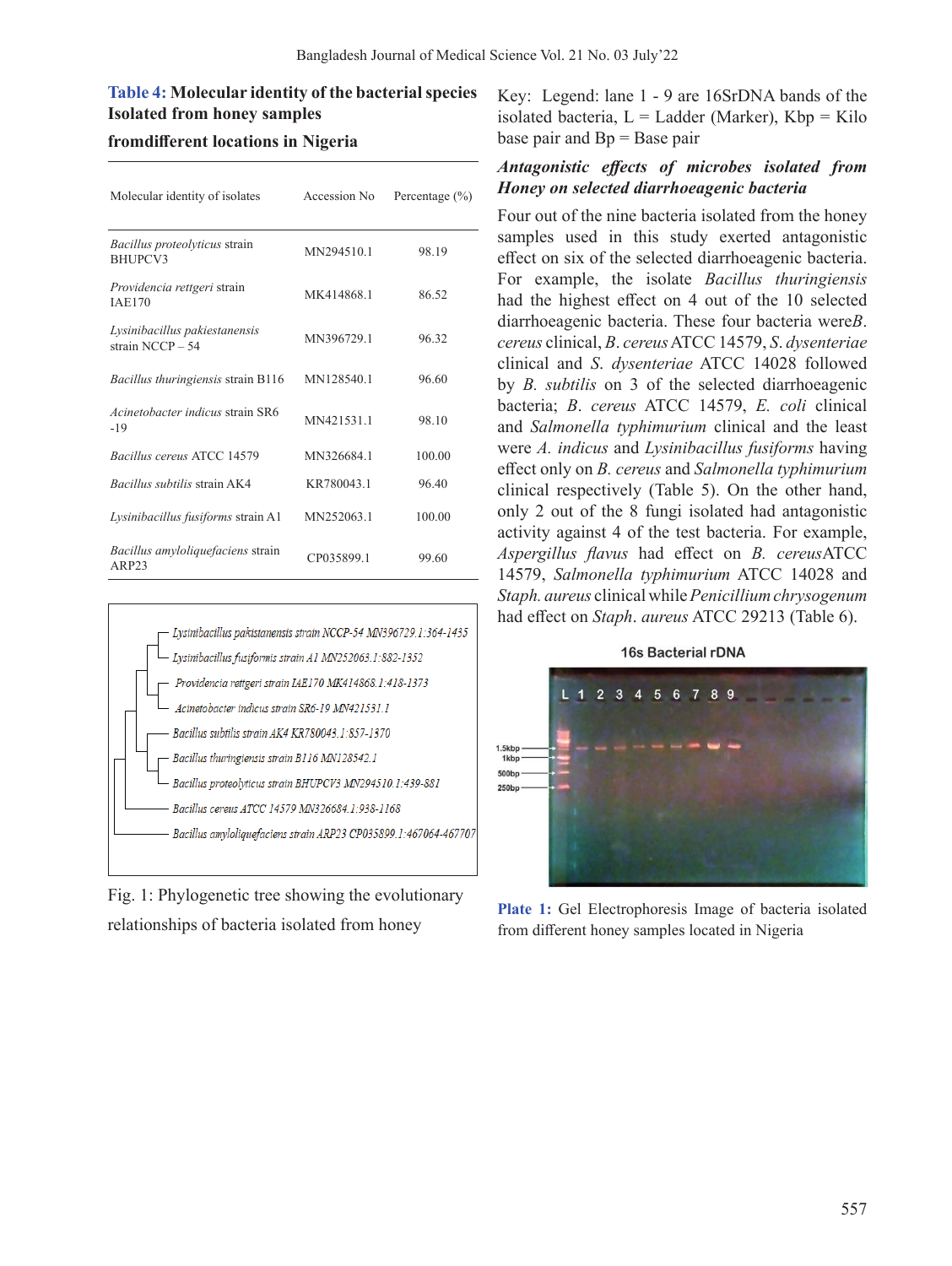**Table 4: Molecular identity of the bacterial species Isolated from honey samples fromdifferent locations in Nigeria**

| Molecular identity of isolates | Accession No | Percentage (%) |
|---|---|---|
| *Bacillus proteolyticus* strain BHUPCV3 | MN294510.1 | 98.19 |
| *Providencia rettgeri* strain IAE170 | MK414868.1 | 86.52 |
| *Lysinibacillus pakiestanensis* strain NCCP – 54 | MN396729.1 | 96.32 |
| *Bacillus thuringiensis* strain B116 | MN128540.1 | 96.60 |
| *Acinetobacter indicus* strain SR6 -19 | MN421531.1 | 98.10 |
| *Bacillus cereus* ATCC 14579 | MN326684.1 | 100.00 |
| *Bacillus subtilis* strain AK4 | KR780043.1 | 96.40 |
| *Lysinibacillus fusiforms* strain A1 | MN252063.1 | 100.00 |
| *Bacillus amyloliquefaciens* strain ARP23 | CP035899.1 | 99.60 |

Fig. 1: Phylogenetic tree showing the evolutionary relationships of bacteria isolated from honey

Key: Legend: lane 1 - 9 are 16SrDNA bands of the isolated bacteria, L = Ladder (Marker), Kbp = Kilo base pair and Bp = Base pair

***Antagonistic effects of microbes isolated from Honey on selected diarrhoeagenic bacteria***

Four out of the nine bacteria isolated from the honey samples used in this study exerted antagonistic effect on six of the selected diarrhoeagenic bacteria. For example, the isolate *Bacillus thuringiensis* had the highest effect on 4 out of the 10 selected diarrhoeagenic bacteria. These four bacteria were*B. cereus* clinical, *B. cereus* ATCC 14579, *S. dysenteriae* clinical and *S. dysenteriae* ATCC 14028 followed by *B. subtilis* on 3 of the selected diarrhoeagenic bacteria; *B. cereus* ATCC 14579, *E. coli* clinical and *Salmonella typhimurium* clinical and the least were *A. indicus* and *Lysinibacillus fusiforms* having effect only on *B. cereus* and *Salmonella typhimurium* clinical respectively (Table 5). On the other hand, only 2 out of the 8 fungi isolated had antagonistic activity against 4 of the test bacteria. For example, *Aspergillus flavus* had effect on *B. cereus*ATCC 14579, *Salmonella typhimurium* ATCC 14028 and *Staph. aureus* clinical while *Penicillium chrysogenum* had effect on *Staph. aureus* ATCC 29213 (Table 6).

**Plate 1:** Gel Electrophoresis Image of bacteria isolated from different honey samples located in Nigeria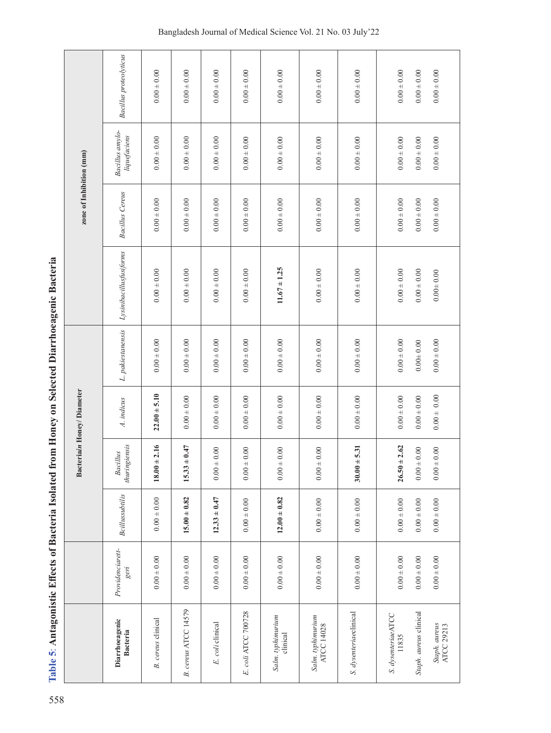**Table 5**: Antagonistic Effects of Bacteria Isolated from Honey on Selected Diarrhoeagenic Bacteria

| Diarrhoeagenic Bacteria | Bacteria*in* Honey/ Diameter | | | | | | zone of Inhibition (mm) | | | |
|---|---|---|---|---|---|---|---|---|---|---|
| | *Providenciarettgeri* | *Bcillussubtilis* | *Bacillus thuringiensis* | *A. indicus* | *L. pakiestanensis* | *Lysinibacillusfusiforms* | *Bacillus Cereus* | *Bacillus amyloliquefaciens* | *Bacillus proteolyticus* |
| *B. cereus* clinical | 0.00 ± 0.00 | 0.00 ± 0.00 | **18.00 ± 2.16** | **22.00 ± 5.10** | 0.00 ± 0.00 | 0.00 ± 0.00 | 0.00 ± 0.00 | 0.00 ± 0.00 | 0.00 ± 0.00 |
| *B. cereus* ATCC 14579 | 0.00 ± 0.00 | **15.00 ± 0.82** | **15.33 ± 0.47** | 0.00 ± 0.00 | 0.00 ± 0.00 | 0.00 ± 0.00 | 0.00 ± 0.00 | 0.00 ± 0.00 | 0.00 ± 0.00 |
| *E. coli* clinical | 0.00 ± 0.00 | **12.33 ± 0.47** | 0.00 ± 0.00 | 0.00 ± 0.00 | 0.00 ± 0.00 | 0.00 ± 0.00 | 0.00 ± 0.00 | 0.00 ± 0.00 | 0.00 ± 0.00 |
| *E. coli* ATCC 700728 | 0.00 ± 0.00 | 0.00 ± 0.00 | 0.00 ± 0.00 | 0.00 ± 0.00 | 0.00 ± 0.00 | 0.00 ± 0.00 | 0.00 ± 0.00 | 0.00 ± 0.00 | 0.00 ± 0.00 |
| *Salm. typhimurium* clinical | 0.00 ± 0.00 | **12.00 ± 0.82** | 0.00 ± 0.00 | 0.00 ± 0.00 | 0.00 ± 0.00 | **11.67 ± 1.25** | 0.00 ± 0.00 | 0.00 ± 0.00 | 0.00 ± 0.00 |
| *Salm. typhimurium* ATCC 14028 | 0.00 ± 0.00 | 0.00 ± 0.00 | 0.00 ± 0.00 | 0.00 ± 0.00 | 0.00 ± 0.00 | 0.00 ± 0.00 | 0.00 ± 0.00 | 0.00 ± 0.00 | 0.00 ± 0.00 |
| *S. dysenteriae*clinical | 0.00 ± 0.00 | 0.00 ± 0.00 | **30.00 ± 5.31** | 0.00 ± 0.00 | 0.00 ± 0.00 | 0.00 ± 0.00 | 0.00 ± 0.00 | 0.00 ± 0.00 | 0.00 ± 0.00 |
| *S. dysenteriae*ATCC 11835 | 0.00 ± 0.00 | 0.00 ± 0.00 | **26.50 ± 2.62** | 0.00 ± 0.00 | 0.00 ± 0.00 | 0.00 ± 0.00 | 0.00 ± 0.00 | 0.00 ± 0.00 | 0.00 ± 0.00 |
| *Staph. aureus* clinical | 0.00 ± 0.00 | 0.00 ± 0.00 | 0.00 ± 0.00 | 0.00 ± 0.00 | 0.00± 0.00 | 0.00 ± 0.00 | 0.00 ± 0.00 | 0.00 ± 0.00 | 0.00 ± 0.00 |
| *Staph. aureus* ATCC 29213 | 0.00 ± 0.00 | 0.00 ± 0.00 | 0.00 ± 0.00 | 0.00 ± 0.00 | 0.00 ± 0.00 | 0.00± 0.00 | 0.00 ± 0.00 | 0.00 ± 0.00 | 0.00 ± 0.00 |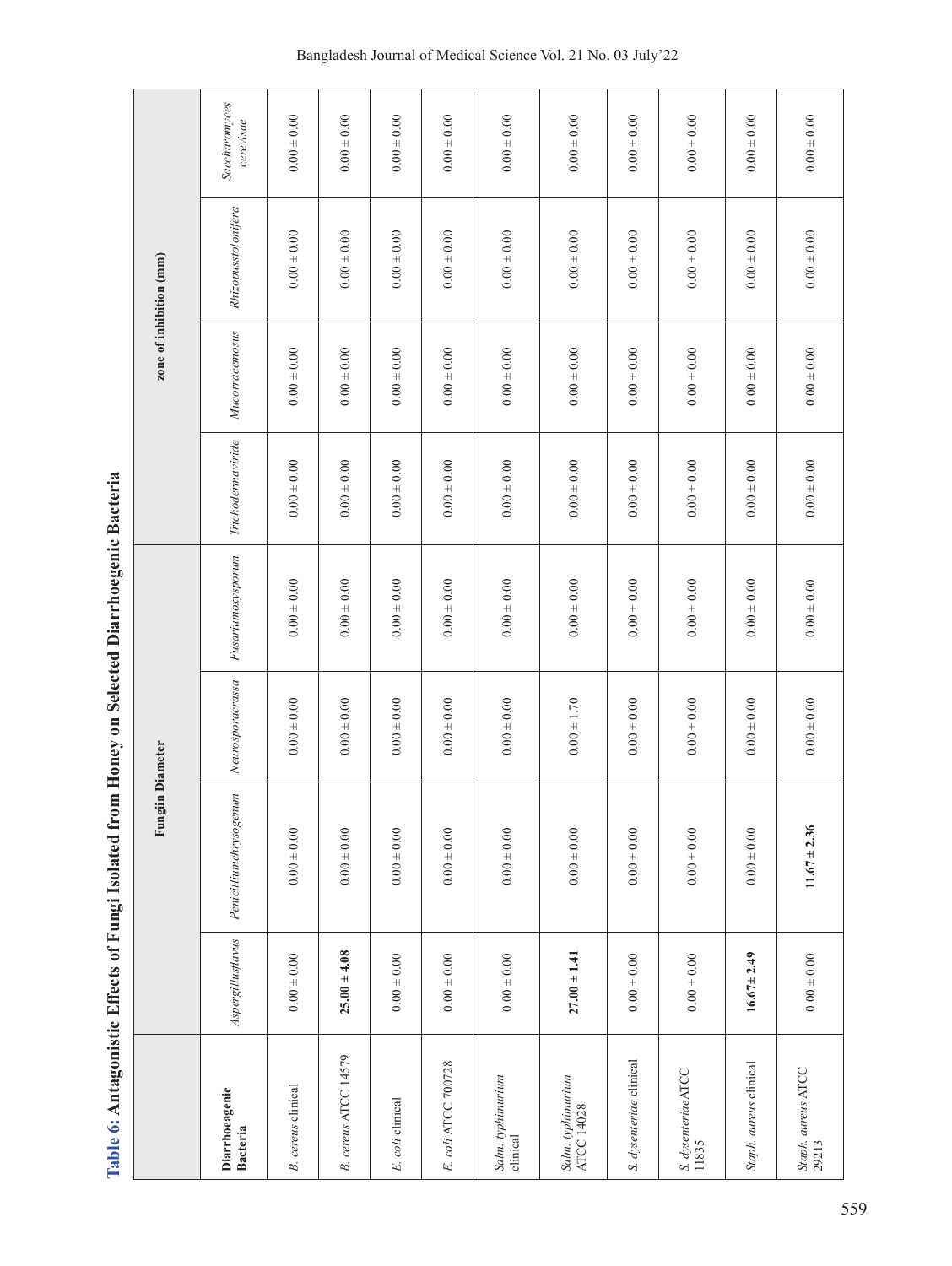**Table 6: Antagonistic Effects of Fungi Isolated from Honey on Selected Diarrhoegenic Bacteria**

| Diarrhoeagenic Bacteria | Fungiin Diameter | | | | zone of inhibition (mm) | | | |
|---|---|---|---|---|---|---|---|---|
| | *Aspergillusflavus* | *Penicilliumchrysogenum* | *Neurosporacrassa* | *Fusariumoxysporum* | *Trichodermaviride* | *Mucorracemosus* | *Rhizopusstolonifera* | *Saccharomyces cerevisae* |
| *B. cereus* clinical | 0.00 ± 0.00 | 0.00 ± 0.00 | 0.00 ± 0.00 | 0.00 ± 0.00 | 0.00 ± 0.00 | 0.00 ± 0.00 | 0.00 ± 0.00 | 0.00 ± 0.00 |
| *B. cereus* ATCC 14579 | **25.00 ± 4.08** | 0.00 ± 0.00 | 0.00 ± 0.00 | 0.00 ± 0.00 | 0.00 ± 0.00 | 0.00 ± 0.00 | 0.00 ± 0.00 | 0.00 ± 0.00 |
| *E. coli* clinical | 0.00 ± 0.00 | 0.00 ± 0.00 | 0.00 ± 0.00 | 0.00 ± 0.00 | 0.00 ± 0.00 | 0.00 ± 0.00 | 0.00 ± 0.00 | 0.00 ± 0.00 |
| *E. coli* ATCC 700728 | 0.00 ± 0.00 | 0.00 ± 0.00 | 0.00 ± 0.00 | 0.00 ± 0.00 | 0.00 ± 0.00 | 0.00 ± 0.00 | 0.00 ± 0.00 | 0.00 ± 0.00 |
| *Salm. typhimurium* clinical | 0.00 ± 0.00 | 0.00 ± 0.00 | 0.00 ± 0.00 | 0.00 ± 0.00 | 0.00 ± 0.00 | 0.00 ± 0.00 | 0.00 ± 0.00 | 0.00 ± 0.00 |
| *Salm. typhimurium* ATCC 14028 | **27.00 ± 1.41** | 0.00 ± 0.00 | 0.00 ± 1.70 | 0.00 ± 0.00 | 0.00 ± 0.00 | 0.00 ± 0.00 | 0.00 ± 0.00 | 0.00 ± 0.00 |
| *S. dysenteriae* clinical | 0.00 ± 0.00 | 0.00 ± 0.00 | 0.00 ± 0.00 | 0.00 ± 0.00 | 0.00 ± 0.00 | 0.00 ± 0.00 | 0.00 ± 0.00 | 0.00 ± 0.00 |
| *S. dysenteriae* ATCC 11835 | 0.00 ± 0.00 | 0.00 ± 0.00 | 0.00 ± 0.00 | 0.00 ± 0.00 | 0.00 ± 0.00 | 0.00 ± 0.00 | 0.00 ± 0.00 | 0.00 ± 0.00 |
| *Staph. aureus* clinical | **16.67± 2.49** | 0.00 ± 0.00 | 0.00 ± 0.00 | 0.00 ± 0.00 | 0.00 ± 0.00 | 0.00 ± 0.00 | 0.00 ± 0.00 | 0.00 ± 0.00 |
| *Staph. aureus* ATCC 29213 | 0.00 ± 0.00 | **11.67 ± 2.36** | 0.00 ± 0.00 | 0.00 ± 0.00 | 0.00 ± 0.00 | 0.00 ± 0.00 | 0.00 ± 0.00 | 0.00 ± 0.00 |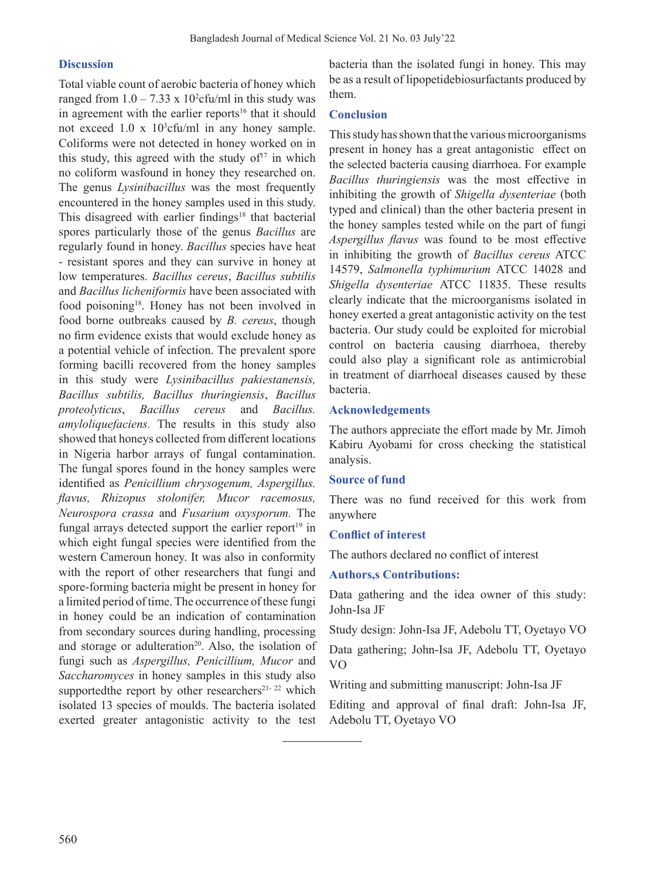## Discussion

Total viable count of aerobic bacteria of honey which ranged from 1.0 – 7.33 x $10^2$cfu/ml in this study was in agreement with the earlier reports[16] that it should not exceed 1.0 x $10^3$cfu/ml in any honey sample. Coliforms were not detected in honey worked on in this study, this agreed with the study of[17] in which no coliform wasfound in honey they researched on. The genus *Lysinibacillus* was the most frequently encountered in the honey samples used in this study. This disagreed with earlier findings[18] that bacterial spores particularly those of the genus *Bacillus* are regularly found in honey. *Bacillus* species have heat - resistant spores and they can survive in honey at low temperatures. *Bacillus cereus*, *Bacillus subtilis* and *Bacillus licheniformis* have been associated with food poisoning[18]. Honey has not been involved in food borne outbreaks caused by *B. cereus*, though no firm evidence exists that would exclude honey as a potential vehicle of infection. The prevalent spore forming bacilli recovered from the honey samples in this study were *Lysinibacillus pakiestanensis, Bacillus subtilis, Bacillus thuringiensis*, *Bacillus proteolyticus*, *Bacillus cereus* and *Bacillus. amyloliquefaciens.* The results in this study also showed that honeys collected from different locations in Nigeria harbor arrays of fungal contamination. The fungal spores found in the honey samples were identified as *Penicillium chrysogenum, Aspergillus. flavus, Rhizopus stolonifer, Mucor racemosus, Neurospora crassa* and *Fusarium oxysporum.* The fungal arrays detected support the earlier report[19] in which eight fungal species were identified from the western Cameroun honey. It was also in conformity with the report of other researchers that fungi and spore-forming bacteria might be present in honey for a limited period of time. The occurrence of these fungi in honey could be an indication of contamination from secondary sources during handling, processing and storage or adulteration[20]. Also, the isolation of fungi such as *Aspergillus, Penicillium, Mucor* and *Saccharomyces* in honey samples in this study also supportedthe report by other researchers[21- 22] which isolated 13 species of moulds. The bacteria isolated exerted greater antagonistic activity to the test bacteria than the isolated fungi in honey. This may be as a result of lipopetidebiosurfactants produced by them.

## Conclusion

This study has shown that the various microorganisms present in honey has a great antagonistic effect on the selected bacteria causing diarrhoea. For example *Bacillus thuringiensis* was the most effective in inhibiting the growth of *Shigella dysenteriae* (both typed and clinical) than the other bacteria present in the honey samples tested while on the part of fungi *Aspergillus flavus* was found to be most effective in inhibiting the growth of *Bacillus cereus* ATCC 14579, *Salmonella typhimurium* ATCC 14028 and *Shigella dysenteriae* ATCC 11835. These results clearly indicate that the microorganisms isolated in honey exerted a great antagonistic activity on the test bacteria. Our study could be exploited for microbial control on bacteria causing diarrhoea, thereby could also play a significant role as antimicrobial in treatment of diarrhoeal diseases caused by these bacteria.

## Acknowledgements

The authors appreciate the effort made by Mr. Jimoh Kabiru Ayobami for cross checking the statistical analysis.

## Source of fund

There was no fund received for this work from anywhere

## Conflict of interest

The authors declared no conflict of interest

## Authors,s Contributions:

Data gathering and the idea owner of this study: John-Isa JF

Study design: John-Isa JF, Adebolu TT, Oyetayo VO

Data gathering; John-Isa JF, Adebolu TT, Oyetayo VO

Writing and submitting manuscript: John-Isa JF

Editing and approval of final draft: John-Isa JF, Adebolu TT, Oyetayo VO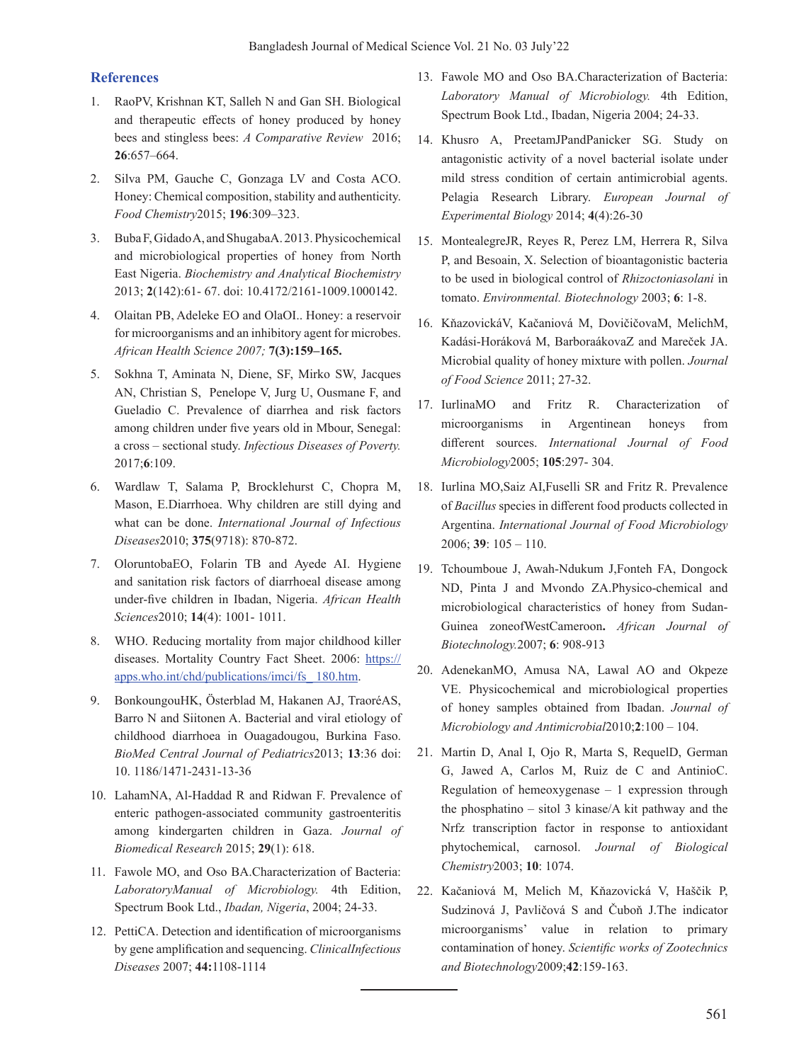## References

1. RaoPV, Krishnan KT, Salleh N and Gan SH. Biological and therapeutic effects of honey produced by honey bees and stingless bees: *A Comparative Review* 2016; **26**:657–664.
2. Silva PM, Gauche C, Gonzaga LV and Costa ACO. Honey: Chemical composition, stability and authenticity. *Food Chemistry*2015; **196**:309–323.
3. Buba F, Gidado A, and Shugaba A. 2013. Physicochemical and microbiological properties of honey from North East Nigeria. *Biochemistry and Analytical Biochemistry* 2013; **2**(142):61- 67. doi: 10.4172/2161-1009.1000142.
4. Olaitan PB, Adeleke EO and OlaOI.. Honey: a reservoir for microorganisms and an inhibitory agent for microbes. *African Health Science 2007;* **7(3):159–165.**
5. Sokhna T, Aminata N, Diene, SF, Mirko SW, Jacques AN, Christian S, Penelope V, Jurg U, Ousmane F, and Gueladio C. Prevalence of diarrhea and risk factors among children under five years old in Mbour, Senegal: a cross – sectional study. *Infectious Diseases of Poverty.* 2017;**6**:109.
6. Wardlaw T, Salama P, Brocklehurst C, Chopra M, Mason, E.Diarrhoea. Why children are still dying and what can be done. *International Journal of Infectious Diseases*2010; **375**(9718): 870-872.
7. OloruntobaEO, Folarin TB and Ayede AI. Hygiene and sanitation risk factors of diarrhoeal disease among under-five children in Ibadan, Nigeria. *African Health Sciences*2010; **14**(4): 1001- 1011.
8. WHO. Reducing mortality from major childhood killer diseases. Mortality Country Fact Sheet. 2006: https://apps.who.int/chd/publications/imci/fs_180.htm.
9. BonkoungouHK, Österblad M, Hakanen AJ, TraoréAS, Barro N and Siitonen A. Bacterial and viral etiology of childhood diarrhoea in Ouagadougou, Burkina Faso. *BioMed Central Journal of Pediatrics*2013; **13**:36 doi: 10. 1186/1471-2431-13-36
10. LahamNA, Al-Haddad R and Ridwan F. Prevalence of enteric pathogen-associated community gastroenteritis among kindergarten children in Gaza. *Journal of Biomedical Research* 2015; **29**(1): 618.
11. Fawole MO, and Oso BA.Characterization of Bacteria: *LaboratoryManual of Microbiology.* 4th Edition, Spectrum Book Ltd., *Ibadan, Nigeria*, 2004; 24-33.
12. PettiCA. Detection and identification of microorganisms by gene amplification and sequencing. *ClinicalInfectious Diseases* 2007; **44:**1108-1114
13. Fawole MO and Oso BA.Characterization of Bacteria: *Laboratory Manual of Microbiology.* 4th Edition, Spectrum Book Ltd., Ibadan, Nigeria 2004; 24-33.
14. Khusro A, PreetamJPandPanicker SG. Study on antagonistic activity of a novel bacterial isolate under mild stress condition of certain antimicrobial agents. Pelagia Research Library. *European Journal of Experimental Biology* 2014; **4**(4):26-30
15. MontealegreJR, Reyes R, Perez LM, Herrera R, Silva P, and Besoain, X. Selection of bioantagonistic bacteria to be used in biological control of *Rhizoctoniasolani* in tomato. *Environmental. Biotechnology* 2003; **6**: 1-8.
16. KňazovickáV, Kačaniová M, DovičičovaM, MelichM, Kadási-Horáková M, BarboraákovaZ and Mareček JA. Microbial quality of honey mixture with pollen. *Journal of Food Science* 2011; 27-32.
17. IurlinaMO and Fritz R. Characterization of microorganisms in Argentinean honeys from different sources. *International Journal of Food Microbiology*2005; **105**:297- 304.
18. Iurlina MO,Saiz AI,Fuselli SR and Fritz R. Prevalence of *Bacillus* species in different food products collected in Argentina. *International Journal of Food Microbiology* 2006; **39**: 105 – 110.
19. Tchoumboue J, Awah-Ndukum J,Fonteh FA, Dongock ND, Pinta J and Mvondo ZA.Physico-chemical and microbiological characteristics of honey from Sudan-Guinea zoneofWestCameroon**.** *African Journal of Biotechnology.*2007; **6**: 908-913
20. AdenekanMO, Amusa NA, Lawal AO and Okpeze VE. Physicochemical and microbiological properties of honey samples obtained from Ibadan. *Journal of Microbiology and Antimicrobial*2010;**2**:100 – 104.
21. Martin D, Anal I, Ojo R, Marta S, RequelD, German G, Jawed A, Carlos M, Ruiz de C and AntinioC. Regulation of hemeoxygenase – 1 expression through the phosphatino – sitol 3 kinase/A kit pathway and the Nrfz transcription factor in response to antioxidant phytochemical, carnosol. *Journal of Biological Chemistry*2003; **10**: 1074.
22. Kačaniová M, Melich M, Kňazovická V, Haščík P, Sudzinová J, Pavličová S and Čuboň J.The indicator microorganisms' value in relation to primary contamination of honey. *Scientific works of Zootechnics and Biotechnology*2009;**42**:159-163.